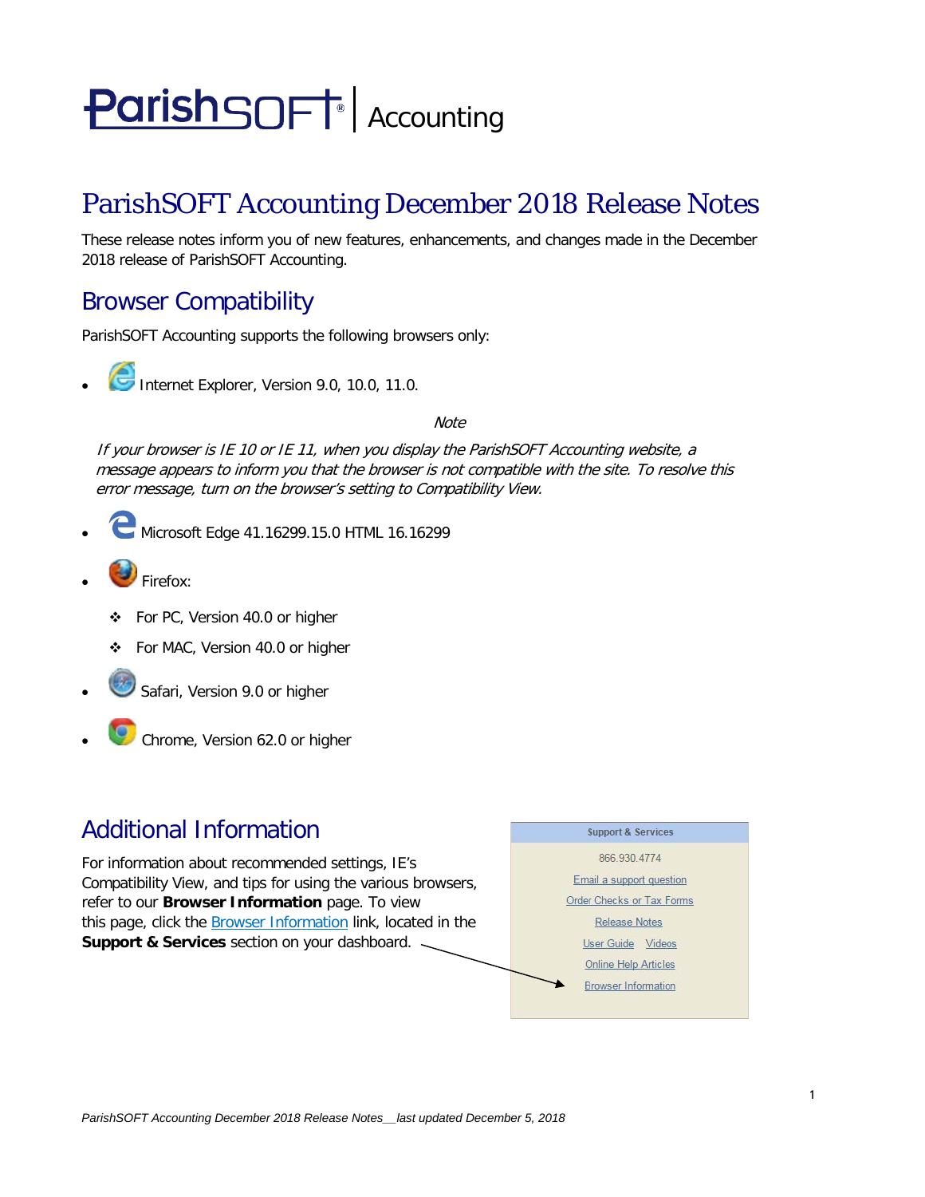ParishSOFT | Accounting

# ParishSOFT Accounting December 2018 Release Notes

These release notes inform you of new features, enhancements, and changes made in the December 2018 release of ParishSOFT Accounting.

## Browser Compatibility

ParishSOFT Accounting supports the following browsers only:

- Internet Explorer, Version 9.0, 10.0, 11.0.

*Note*

*If your browser is IE 10 or IE 11, when you display the ParishSOFT Accounting website, a message appears to inform you that the browser is not compatible with the site. To resolve this error message, turn on the browser's setting to Compatibility View.*

- Microsoft Edge 41.16299.15.0 HTML 16.16299
- Firefox:
  - For PC, Version 40.0 or higher
  - For MAC, Version 40.0 or higher
- Safari, Version 9.0 or higher
- Chrome, Version 62.0 or higher

## Additional Information

For information about recommended settings, IE's Compatibility View, and tips for using the various browsers, refer to our **Browser Information** page. To view this page, click the Browser Information link, located in the **Support & Services** section on your dashboard.

**Support & Services**

866.930.4774

Email a support question

Order Checks or Tax Forms

Release Notes

User Guide Videos

Online Help Articles

Browser Information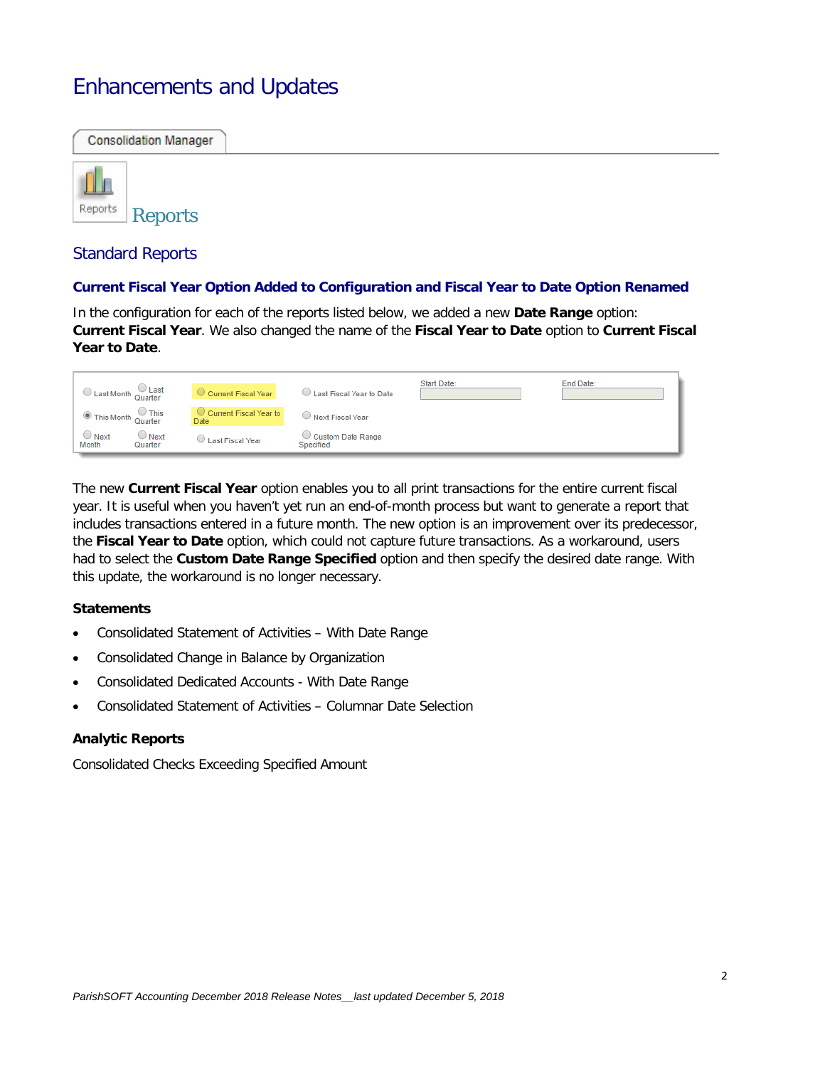# Enhancements and Updates

Consolidation Manager

Reports

## Reports

### Standard Reports

#### Current Fiscal Year Option Added to Configuration and Fiscal Year to Date Option Renamed

In the configuration for each of the reports listed below, we added a new **Date Range** option: **Current Fiscal Year**. We also changed the name of the **Fiscal Year to Date** option to **Current Fiscal Year to Date**.

The new **Current Fiscal Year** option enables you to all print transactions for the entire current fiscal year. It is useful when you haven't yet run an end-of-month process but want to generate a report that includes transactions entered in a future month. The new option is an improvement over its predecessor, the **Fiscal Year to Date** option, which could not capture future transactions. As a workaround, users had to select the **Custom Date Range Specified** option and then specify the desired date range. With this update, the workaround is no longer necessary.

**Statements**

- Consolidated Statement of Activities – With Date Range
- Consolidated Change in Balance by Organization
- Consolidated Dedicated Accounts - With Date Range
- Consolidated Statement of Activities – Columnar Date Selection

**Analytic Reports**

Consolidated Checks Exceeding Specified Amount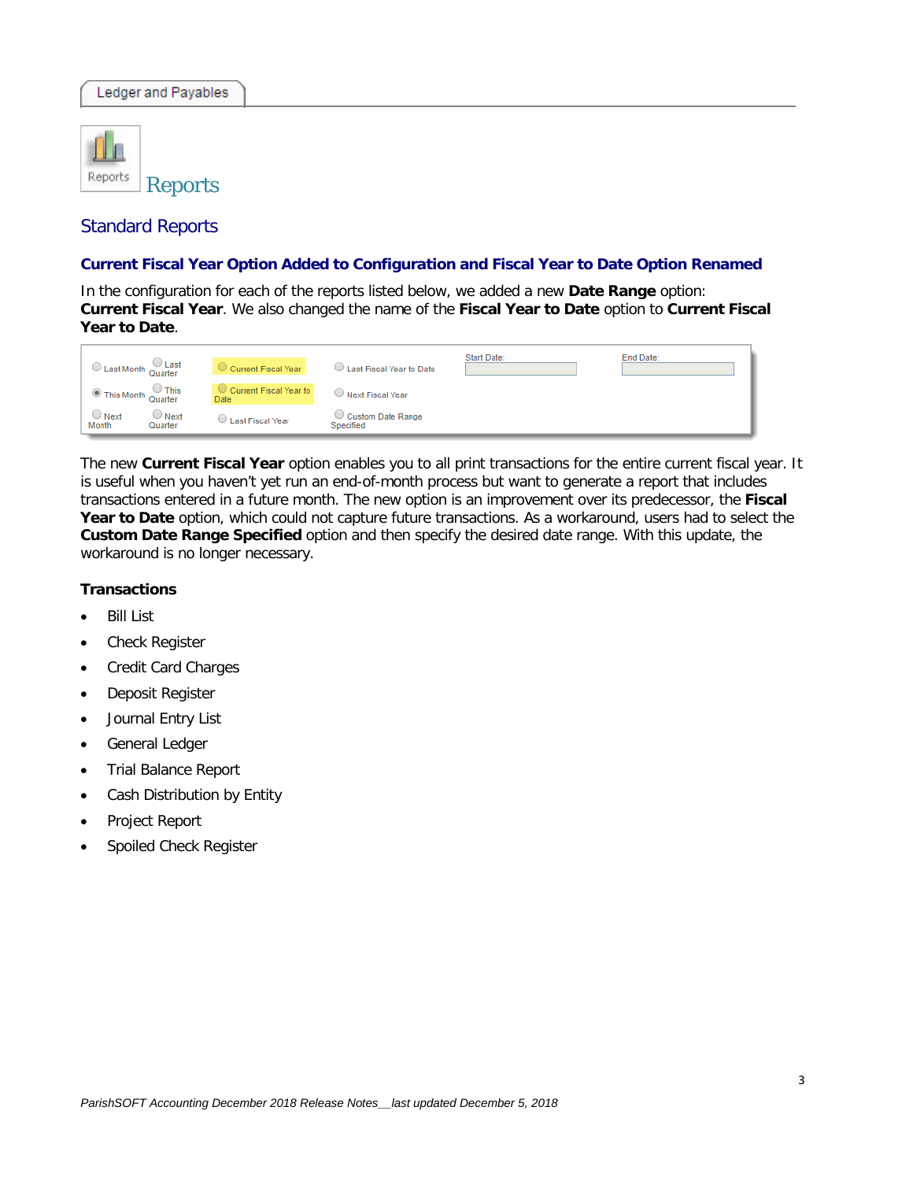Ledger and Payables

# Reports

## Standard Reports

### Current Fiscal Year Option Added to Configuration and Fiscal Year to Date Option Renamed

In the configuration for each of the reports listed below, we added a new **Date Range** option: **Current Fiscal Year**. We also changed the name of the **Fiscal Year to Date** option to **Current Fiscal Year to Date**.

The new **Current Fiscal Year** option enables you to all print transactions for the entire current fiscal year. It is useful when you haven't yet run an end-of-month process but want to generate a report that includes transactions entered in a future month. The new option is an improvement over its predecessor, the **Fiscal Year to Date** option, which could not capture future transactions. As a workaround, users had to select the **Custom Date Range Specified** option and then specify the desired date range. With this update, the workaround is no longer necessary.

**Transactions**

- Bill List
- Check Register
- Credit Card Charges
- Deposit Register
- Journal Entry List
- General Ledger
- Trial Balance Report
- Cash Distribution by Entity
- Project Report
- Spoiled Check Register

*ParishSOFT Accounting December 2018 Release Notes__last updated December 5, 2018*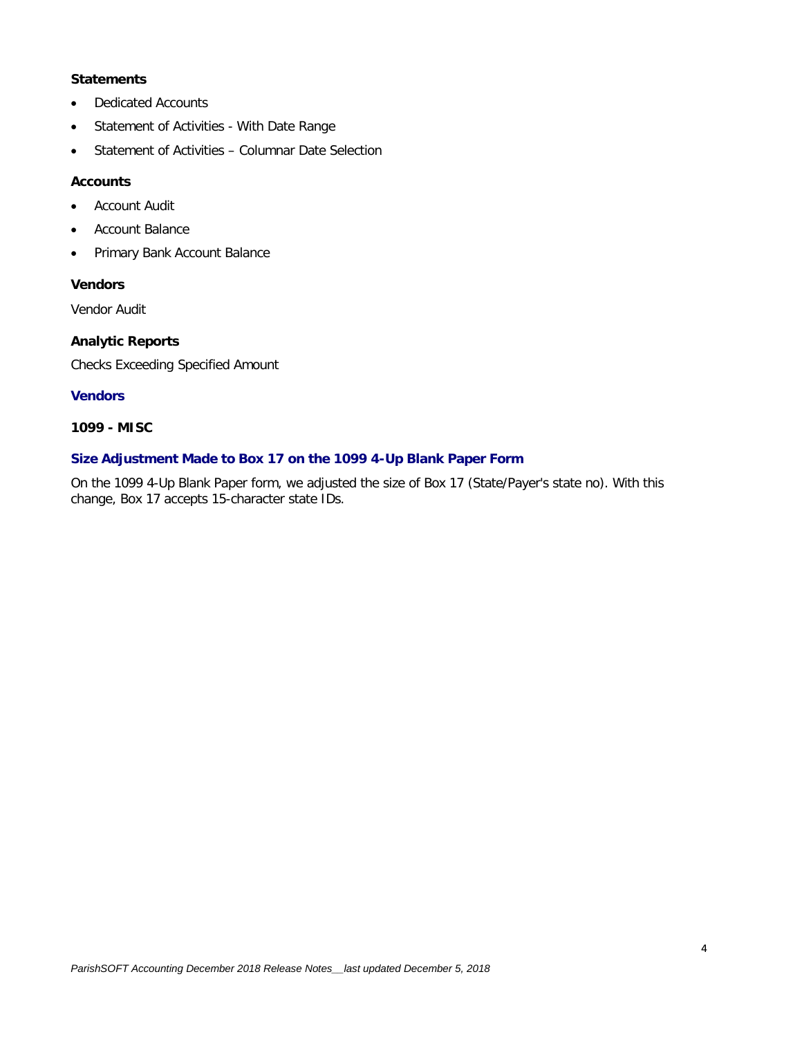**Statements**

- Dedicated Accounts
- Statement of Activities - With Date Range
- Statement of Activities – Columnar Date Selection

**Accounts**

- Account Audit
- Account Balance
- Primary Bank Account Balance

**Vendors**

Vendor Audit

**Analytic Reports**

Checks Exceeding Specified Amount

## Vendors

**1099 - MISC**

### Size Adjustment Made to Box 17 on the 1099 4-Up Blank Paper Form

On the 1099 4-Up Blank Paper form, we adjusted the size of Box 17 (State/Payer's state no). With this change, Box 17 accepts 15-character state IDs.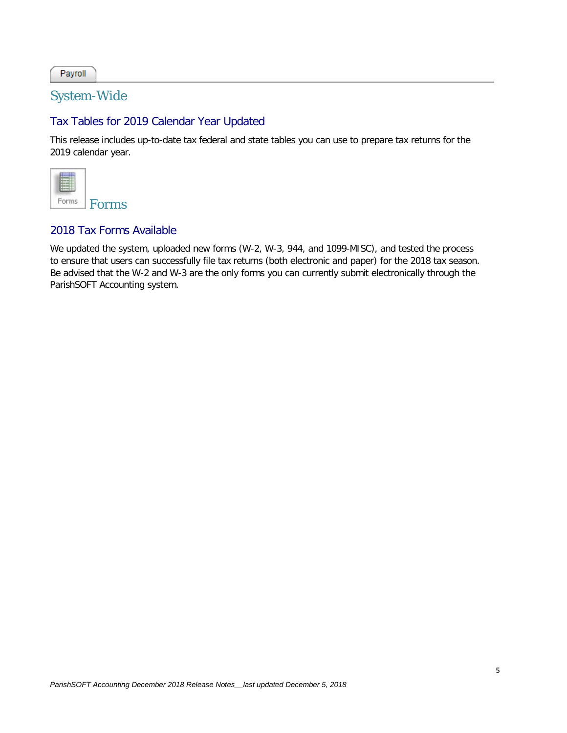Payroll

# System-Wide

## Tax Tables for 2019 Calendar Year Updated

This release includes up-to-date tax federal and state tables you can use to prepare tax returns for the 2019 calendar year.

# Forms

## 2018 Tax Forms Available

We updated the system, uploaded new forms (W-2, W-3, 944, and 1099-MISC), and tested the process to ensure that users can successfully file tax returns (both electronic and paper) for the 2018 tax season. Be advised that the W-2 and W-3 are the only forms you can currently submit electronically through the ParishSOFT Accounting system.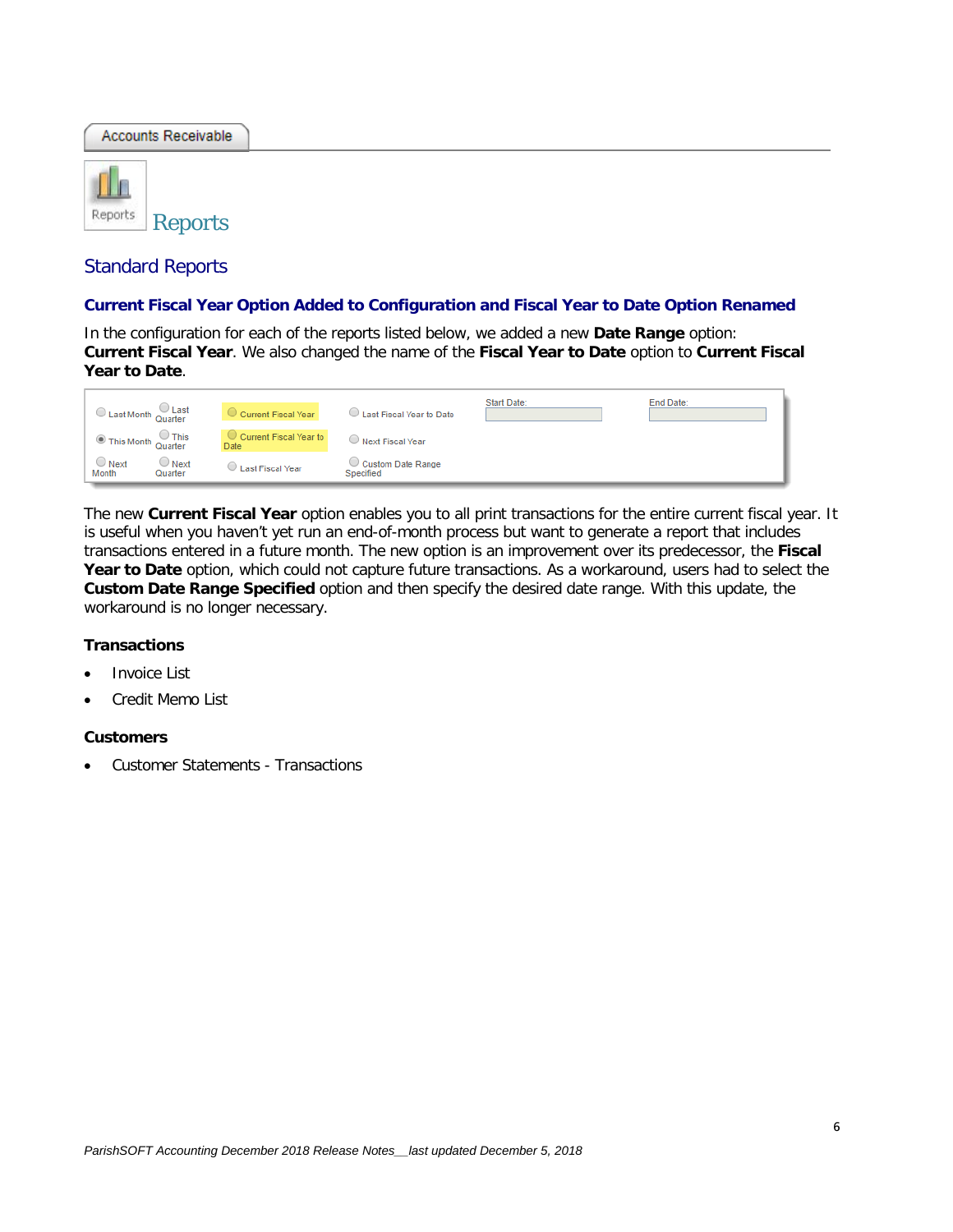Accounts Receivable

Reports

# Reports

## Standard Reports

### Current Fiscal Year Option Added to Configuration and Fiscal Year to Date Option Renamed

In the configuration for each of the reports listed below, we added a new **Date Range** option: **Current Fiscal Year**. We also changed the name of the **Fiscal Year to Date** option to **Current Fiscal Year to Date**.

Last Month | Last Quarter | Current Fiscal Year | Last Fiscal Year to Date | Start Date: | End Date:
This Month | This Quarter | Current Fiscal Year to Date | Next Fiscal Year
Next Month | Next Quarter | Last Fiscal Year | Custom Date Range Specified

The new **Current Fiscal Year** option enables you to all print transactions for the entire current fiscal year. It is useful when you haven't yet run an end-of-month process but want to generate a report that includes transactions entered in a future month. The new option is an improvement over its predecessor, the **Fiscal Year to Date** option, which could not capture future transactions. As a workaround, users had to select the **Custom Date Range Specified** option and then specify the desired date range. With this update, the workaround is no longer necessary.

**Transactions**

- Invoice List
- Credit Memo List

**Customers**

- Customer Statements - Transactions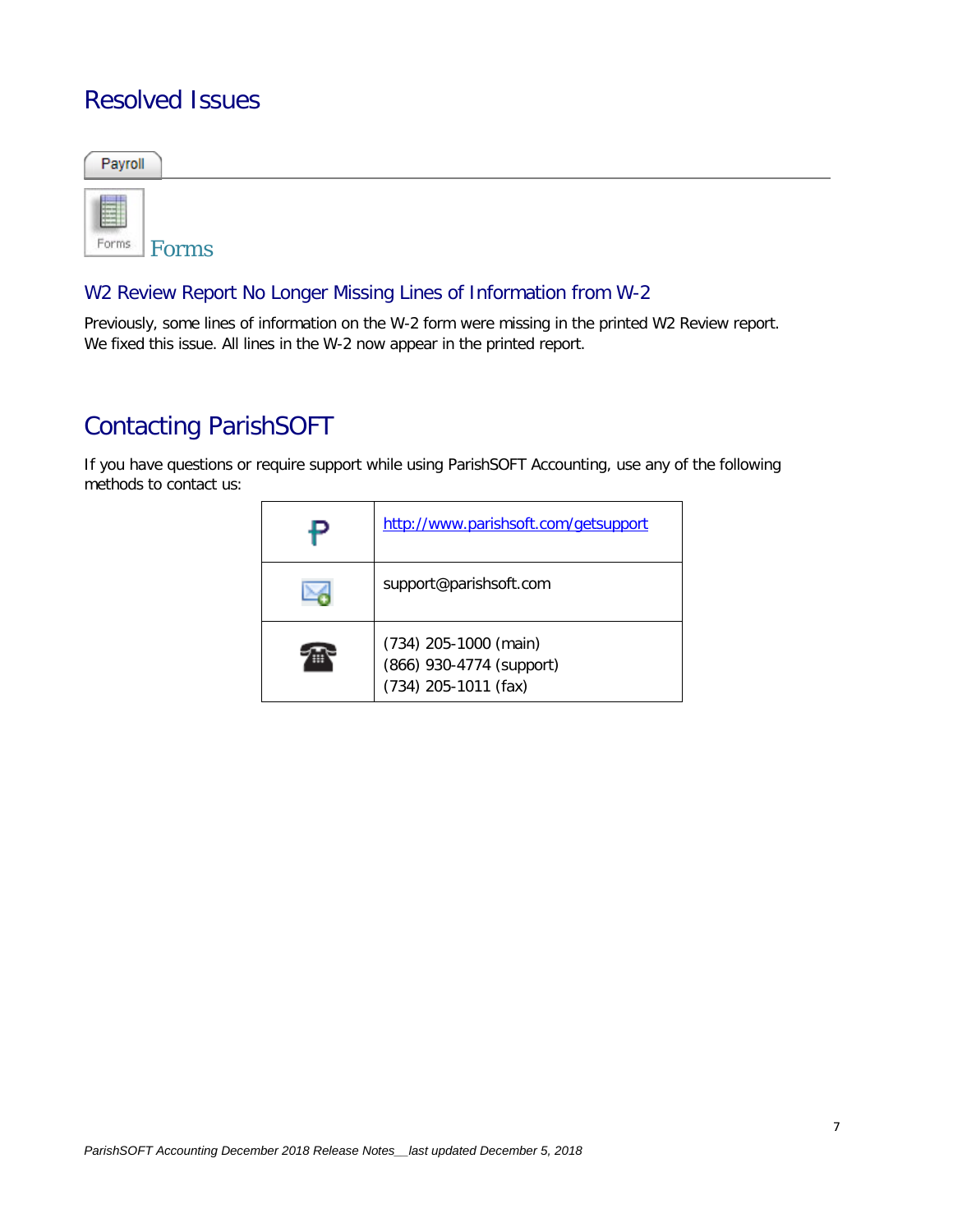# Resolved Issues

Payroll

Forms

## Forms

### W2 Review Report No Longer Missing Lines of Information from W-2

Previously, some lines of information on the W-2 form were missing in the printed W2 Review report. We fixed this issue. All lines in the W-2 now appear in the printed report.

# Contacting ParishSOFT

If you have questions or require support while using ParishSOFT Accounting, use any of the following methods to contact us:

| | |
|---|---|
| | http://www.parishsoft.com/getsupport |
| | support@parishsoft.com |
| | (734) 205-1000 (main)<br>(866) 930-4774 (support)<br>(734) 205-1011 (fax) |

*ParishSOFT Accounting December 2018 Release Notes__last updated December 5, 2018*